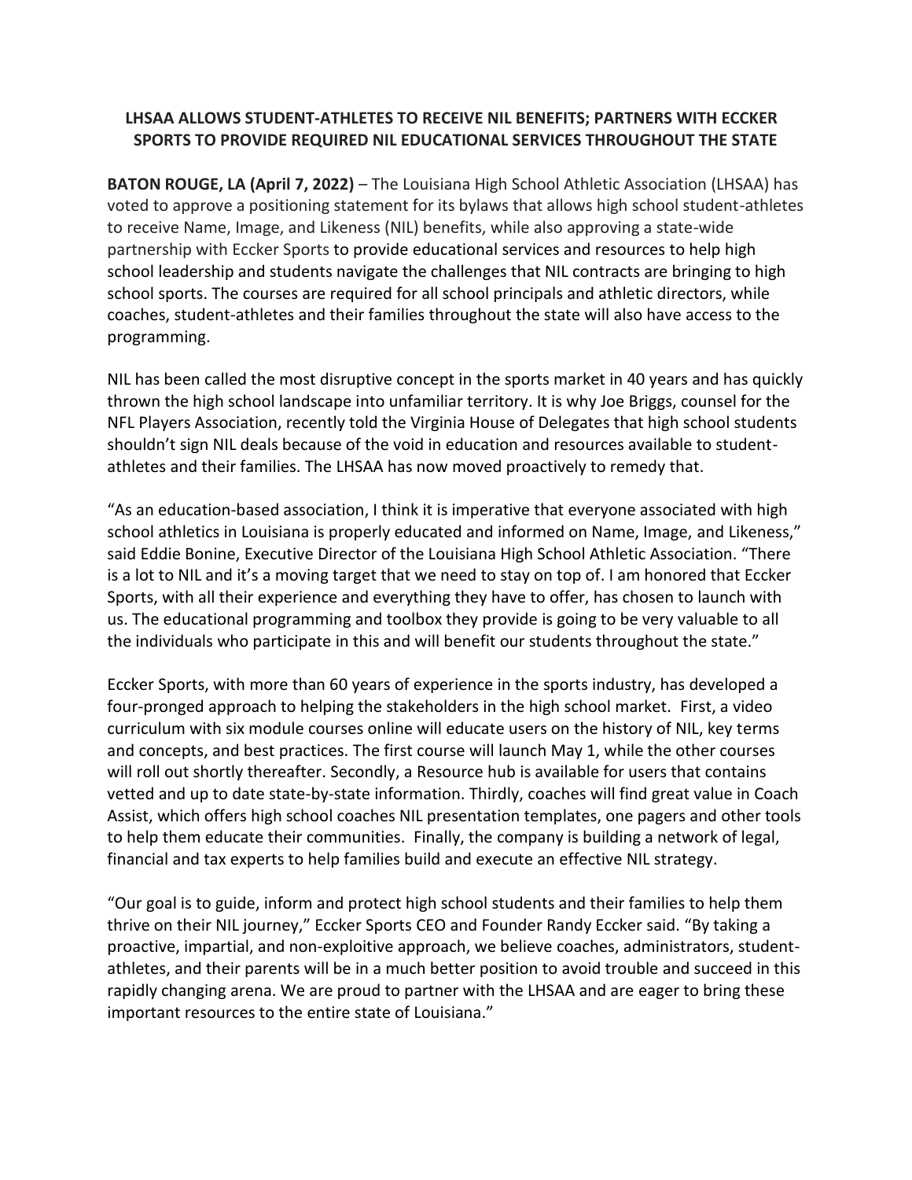# LHSAA ALLOWS STUDENT-ATHLETES TO RECEIVE NIL BENEFITS; PARTNERS WITH ECCKER SPORTS TO PROVIDE REQUIRED NIL EDUCATIONAL SERVICES THROUGHOUT THE STATE

**BATON ROUGE, LA (April 7, 2022)** – The Louisiana High School Athletic Association (LHSAA) has voted to approve a positioning statement for its bylaws that allows high school student-athletes to receive Name, Image, and Likeness (NIL) benefits, while also approving a state-wide partnership with Eccker Sports to provide educational services and resources to help high school leadership and students navigate the challenges that NIL contracts are bringing to high school sports. The courses are required for all school principals and athletic directors, while coaches, student-athletes and their families throughout the state will also have access to the programming.

NIL has been called the most disruptive concept in the sports market in 40 years and has quickly thrown the high school landscape into unfamiliar territory. It is why Joe Briggs, counsel for the NFL Players Association, recently told the Virginia House of Delegates that high school students shouldn't sign NIL deals because of the void in education and resources available to student-athletes and their families. The LHSAA has now moved proactively to remedy that.

"As an education-based association, I think it is imperative that everyone associated with high school athletics in Louisiana is properly educated and informed on Name, Image, and Likeness," said Eddie Bonine, Executive Director of the Louisiana High School Athletic Association. "There is a lot to NIL and it's a moving target that we need to stay on top of. I am honored that Eccker Sports, with all their experience and everything they have to offer, has chosen to launch with us. The educational programming and toolbox they provide is going to be very valuable to all the individuals who participate in this and will benefit our students throughout the state."

Eccker Sports, with more than 60 years of experience in the sports industry, has developed a four-pronged approach to helping the stakeholders in the high school market. First, a video curriculum with six module courses online will educate users on the history of NIL, key terms and concepts, and best practices. The first course will launch May 1, while the other courses will roll out shortly thereafter. Secondly, a Resource hub is available for users that contains vetted and up to date state-by-state information. Thirdly, coaches will find great value in Coach Assist, which offers high school coaches NIL presentation templates, one pagers and other tools to help them educate their communities. Finally, the company is building a network of legal, financial and tax experts to help families build and execute an effective NIL strategy.

"Our goal is to guide, inform and protect high school students and their families to help them thrive on their NIL journey," Eccker Sports CEO and Founder Randy Eccker said. "By taking a proactive, impartial, and non-exploitive approach, we believe coaches, administrators, student-athletes, and their parents will be in a much better position to avoid trouble and succeed in this rapidly changing arena. We are proud to partner with the LHSAA and are eager to bring these important resources to the entire state of Louisiana."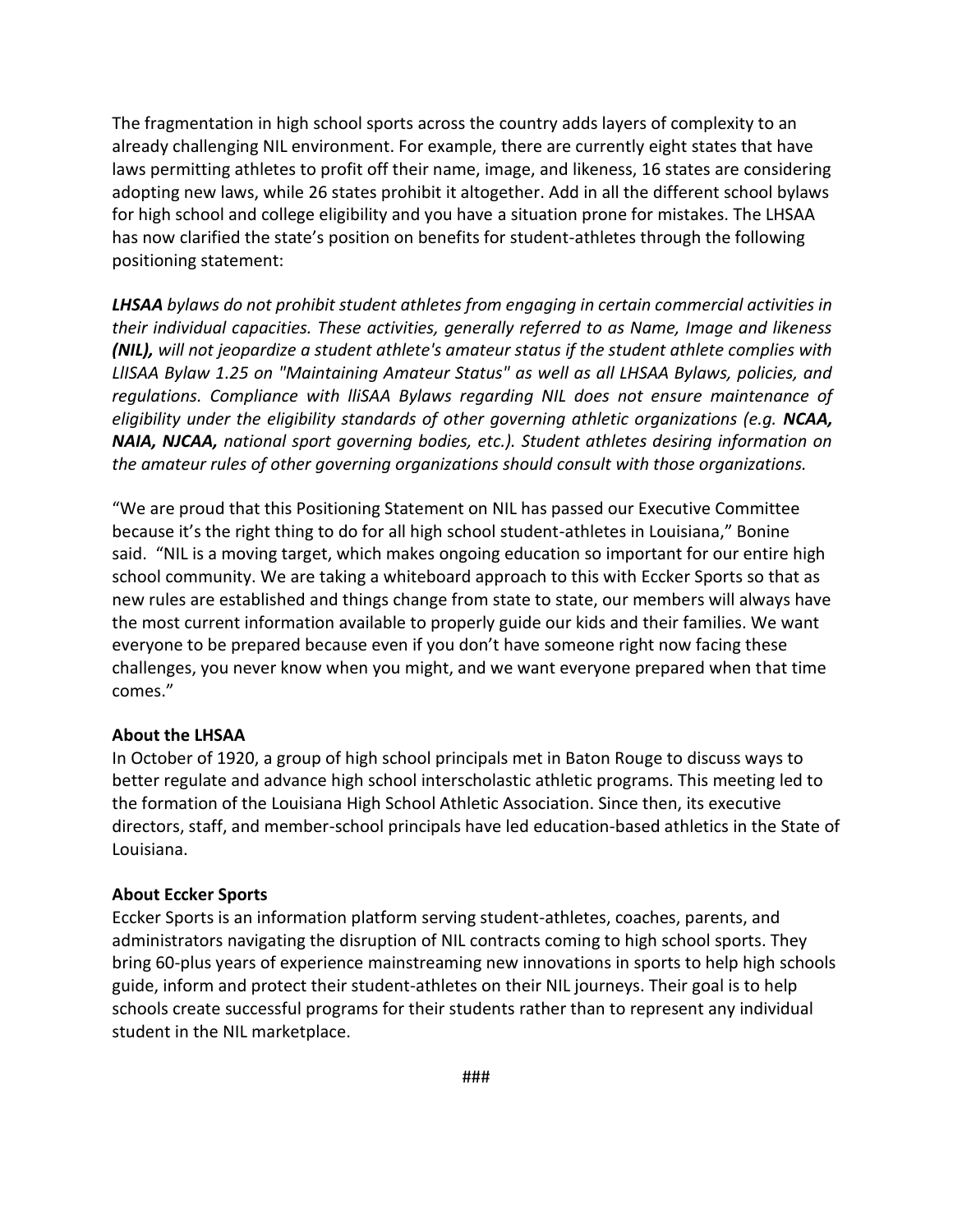The fragmentation in high school sports across the country adds layers of complexity to an already challenging NIL environment. For example, there are currently eight states that have laws permitting athletes to profit off their name, image, and likeness, 16 states are considering adopting new laws, while 26 states prohibit it altogether. Add in all the different school bylaws for high school and college eligibility and you have a situation prone for mistakes. The LHSAA has now clarified the state's position on benefits for student-athletes through the following positioning statement:

***LHSAA** bylaws do not prohibit student athletes from engaging in certain commercial activities in their individual capacities. These activities, generally referred to as Name, Image and likeness **(NIL),** will not jeopardize a student athlete's amateur status if the student athlete complies with LlISAA Bylaw 1.25 on "Maintaining Amateur Status" as well as all LHSAA Bylaws, policies, and regulations. Compliance with lliSAA Bylaws regarding NIL does not ensure maintenance of eligibility under the eligibility standards of other governing athletic organizations (e.g. **NCAA, NAIA, NJCAA,** national sport governing bodies, etc.). Student athletes desiring information on the amateur rules of other governing organizations should consult with those organizations.*

"We are proud that this Positioning Statement on NIL has passed our Executive Committee because it's the right thing to do for all high school student-athletes in Louisiana," Bonine said. "NIL is a moving target, which makes ongoing education so important for our entire high school community. We are taking a whiteboard approach to this with Eccker Sports so that as new rules are established and things change from state to state, our members will always have the most current information available to properly guide our kids and their families. We want everyone to be prepared because even if you don't have someone right now facing these challenges, you never know when you might, and we want everyone prepared when that time comes."

**About the LHSAA**

In October of 1920, a group of high school principals met in Baton Rouge to discuss ways to better regulate and advance high school interscholastic athletic programs. This meeting led to the formation of the Louisiana High School Athletic Association. Since then, its executive directors, staff, and member-school principals have led education-based athletics in the State of Louisiana.

**About Eccker Sports**

Eccker Sports is an information platform serving student-athletes, coaches, parents, and administrators navigating the disruption of NIL contracts coming to high school sports. They bring 60-plus years of experience mainstreaming new innovations in sports to help high schools guide, inform and protect their student-athletes on their NIL journeys. Their goal is to help schools create successful programs for their students rather than to represent any individual student in the NIL marketplace.

###